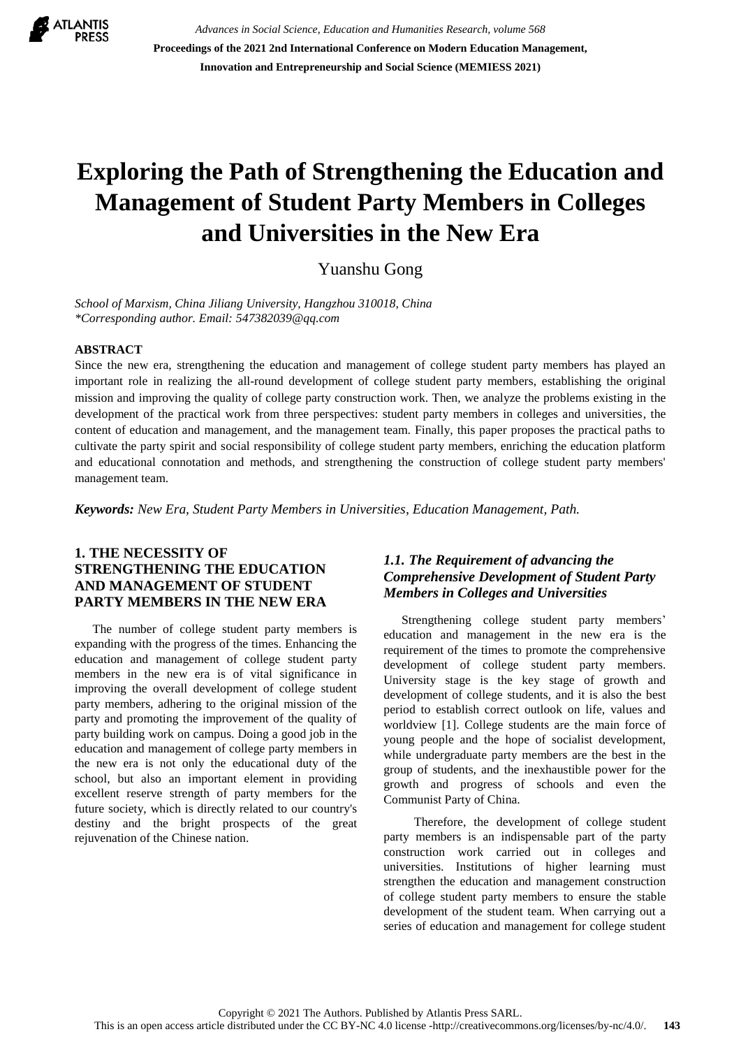# Exploring the Path of Strengthening the Education and Management of Student Party Members in Colleges and Universities in the New Era

Yuanshu Gong

*School of Marxism, China Jiliang University, Hangzhou 310018, China*
*\*Corresponding author. Email: 547382039@qq.com*

## ABSTRACT

Since the new era, strengthening the education and management of college student party members has played an important role in realizing the all-round development of college student party members, establishing the original mission and improving the quality of college party construction work. Then, we analyze the problems existing in the development of the practical work from three perspectives: student party members in colleges and universities, the content of education and management, and the management team. Finally, this paper proposes the practical paths to cultivate the party spirit and social responsibility of college student party members, enriching the education platform and educational connotation and methods, and strengthening the construction of college student party members' management team.

***Keywords:*** *New Era, Student Party Members in Universities, Education Management, Path.*

## 1. THE NECESSITY OF STRENGTHENING THE EDUCATION AND MANAGEMENT OF STUDENT PARTY MEMBERS IN THE NEW ERA

The number of college student party members is expanding with the progress of the times. Enhancing the education and management of college student party members in the new era is of vital significance in improving the overall development of college student party members, adhering to the original mission of the party and promoting the improvement of the quality of party building work on campus. Doing a good job in the education and management of college party members in the new era is not only the educational duty of the school, but also an important element in providing excellent reserve strength of party members for the future society, which is directly related to our country's destiny and the bright prospects of the great rejuvenation of the Chinese nation.

### *1.1. The Requirement of advancing the Comprehensive Development of Student Party Members in Colleges and Universities*

Strengthening college student party members' education and management in the new era is the requirement of the times to promote the comprehensive development of college student party members. University stage is the key stage of growth and development of college students, and it is also the best period to establish correct outlook on life, values and worldview [1]. College students are the main force of young people and the hope of socialist development, while undergraduate party members are the best in the group of students, and the inexhaustible power for the growth and progress of schools and even the Communist Party of China.

Therefore, the development of college student party members is an indispensable part of the party construction work carried out in colleges and universities. Institutions of higher learning must strengthen the education and management construction of college student party members to ensure the stable development of the student team. When carrying out a series of education and management for college student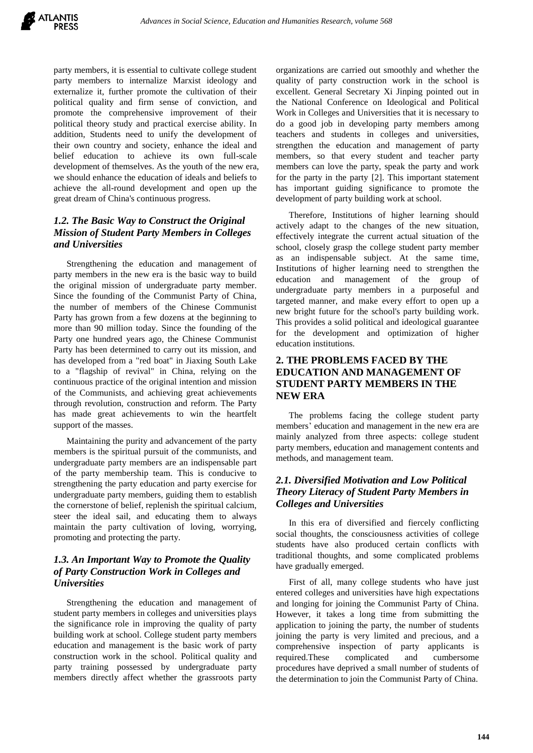party members, it is essential to cultivate college student party members to internalize Marxist ideology and externalize it, further promote the cultivation of their political quality and firm sense of conviction, and promote the comprehensive improvement of their political theory study and practical exercise ability. In addition, Students need to unify the development of their own country and society, enhance the ideal and belief education to achieve its own full-scale development of themselves. As the youth of the new era, we should enhance the education of ideals and beliefs to achieve the all-round development and open up the great dream of China's continuous progress.

### *1.2. The Basic Way to Construct the Original Mission of Student Party Members in Colleges and Universities*

Strengthening the education and management of party members in the new era is the basic way to build the original mission of undergraduate party member. Since the founding of the Communist Party of China, the number of members of the Chinese Communist Party has grown from a few dozens at the beginning to more than 90 million today. Since the founding of the Party one hundred years ago, the Chinese Communist Party has been determined to carry out its mission, and has developed from a "red boat" in Jiaxing South Lake to a "flagship of revival" in China, relying on the continuous practice of the original intention and mission of the Communists, and achieving great achievements through revolution, construction and reform. The Party has made great achievements to win the heartfelt support of the masses.

Maintaining the purity and advancement of the party members is the spiritual pursuit of the communists, and undergraduate party members are an indispensable part of the party membership team. This is conducive to strengthening the party education and party exercise for undergraduate party members, guiding them to establish the cornerstone of belief, replenish the spiritual calcium, steer the ideal sail, and educating them to always maintain the party cultivation of loving, worrying, promoting and protecting the party.

### *1.3. An Important Way to Promote the Quality of Party Construction Work in Colleges and Universities*

Strengthening the education and management of student party members in colleges and universities plays the significance role in improving the quality of party building work at school. College student party members education and management is the basic work of party construction work in the school. Political quality and party training possessed by undergraduate party members directly affect whether the grassroots party organizations are carried out smoothly and whether the quality of party construction work in the school is excellent. General Secretary Xi Jinping pointed out in the National Conference on Ideological and Political Work in Colleges and Universities that it is necessary to do a good job in developing party members among teachers and students in colleges and universities, strengthen the education and management of party members, so that every student and teacher party members can love the party, speak the party and work for the party in the party [2]. This important statement has important guiding significance to promote the development of party building work at school.

Therefore, Institutions of higher learning should actively adapt to the changes of the new situation, effectively integrate the current actual situation of the school, closely grasp the college student party member as an indispensable subject. At the same time, Institutions of higher learning need to strengthen the education and management of the group of undergraduate party members in a purposeful and targeted manner, and make every effort to open up a new bright future for the school's party building work. This provides a solid political and ideological guarantee for the development and optimization of higher education institutions.

## 2. THE PROBLEMS FACED BY THE EDUCATION AND MANAGEMENT OF STUDENT PARTY MEMBERS IN THE NEW ERA

The problems facing the college student party members' education and management in the new era are mainly analyzed from three aspects: college student party members, education and management contents and methods, and management team.

### *2.1. Diversified Motivation and Low Political Theory Literacy of Student Party Members in Colleges and Universities*

In this era of diversified and fiercely conflicting social thoughts, the consciousness activities of college students have also produced certain conflicts with traditional thoughts, and some complicated problems have gradually emerged.

First of all, many college students who have just entered colleges and universities have high expectations and longing for joining the Communist Party of China. However, it takes a long time from submitting the application to joining the party, the number of students joining the party is very limited and precious, and a comprehensive inspection of party applicants is required.These complicated and cumbersome procedures have deprived a small number of students of the determination to join the Communist Party of China.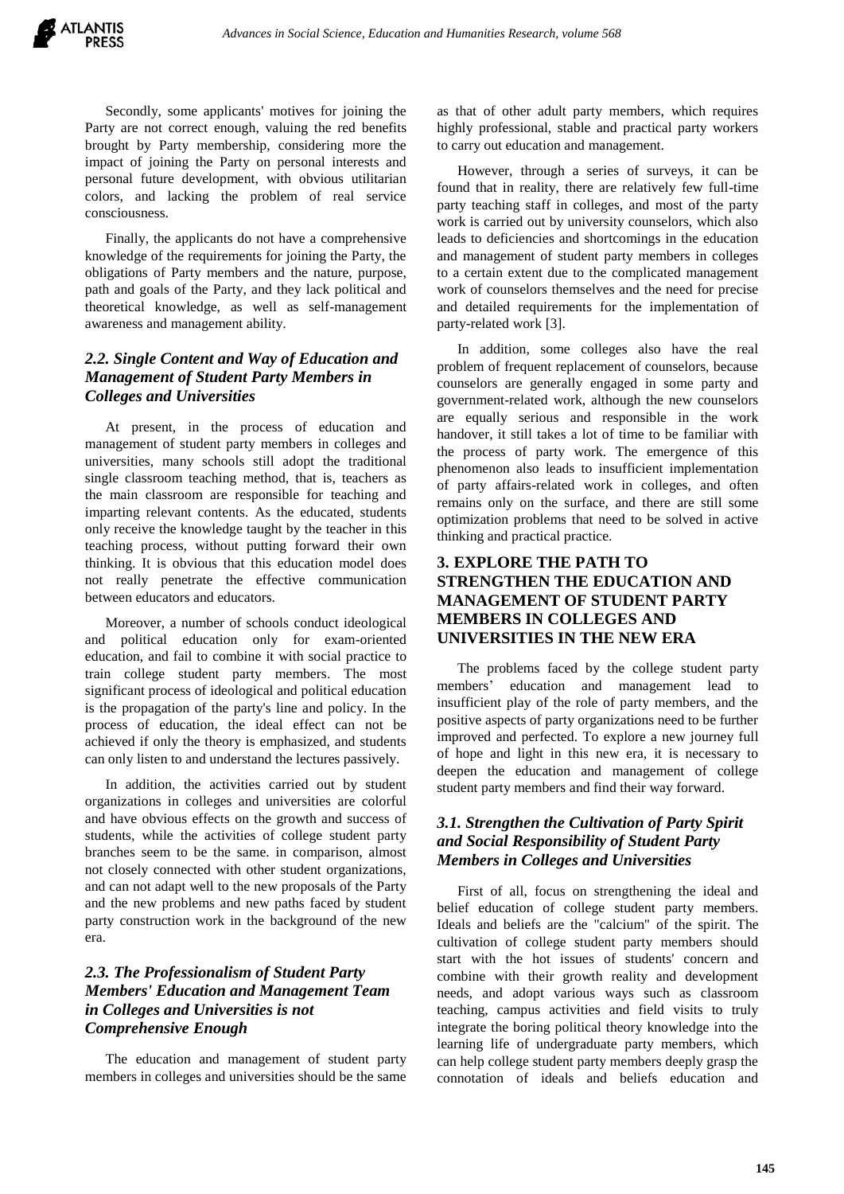Secondly, some applicants' motives for joining the Party are not correct enough, valuing the red benefits brought by Party membership, considering more the impact of joining the Party on personal interests and personal future development, with obvious utilitarian colors, and lacking the problem of real service consciousness.

Finally, the applicants do not have a comprehensive knowledge of the requirements for joining the Party, the obligations of Party members and the nature, purpose, path and goals of the Party, and they lack political and theoretical knowledge, as well as self-management awareness and management ability.

### *2.2. Single Content and Way of Education and Management of Student Party Members in Colleges and Universities*

At present, in the process of education and management of student party members in colleges and universities, many schools still adopt the traditional single classroom teaching method, that is, teachers as the main classroom are responsible for teaching and imparting relevant contents. As the educated, students only receive the knowledge taught by the teacher in this teaching process, without putting forward their own thinking. It is obvious that this education model does not really penetrate the effective communication between educators and educators.

Moreover, a number of schools conduct ideological and political education only for exam-oriented education, and fail to combine it with social practice to train college student party members. The most significant process of ideological and political education is the propagation of the party's line and policy. In the process of education, the ideal effect can not be achieved if only the theory is emphasized, and students can only listen to and understand the lectures passively.

In addition, the activities carried out by student organizations in colleges and universities are colorful and have obvious effects on the growth and success of students, while the activities of college student party branches seem to be the same. in comparison, almost not closely connected with other student organizations, and can not adapt well to the new proposals of the Party and the new problems and new paths faced by student party construction work in the background of the new era.

### *2.3. The Professionalism of Student Party Members' Education and Management Team in Colleges and Universities is not Comprehensive Enough*

The education and management of student party members in colleges and universities should be the same as that of other adult party members, which requires highly professional, stable and practical party workers to carry out education and management.

However, through a series of surveys, it can be found that in reality, there are relatively few full-time party teaching staff in colleges, and most of the party work is carried out by university counselors, which also leads to deficiencies and shortcomings in the education and management of student party members in colleges to a certain extent due to the complicated management work of counselors themselves and the need for precise and detailed requirements for the implementation of party-related work [3].

In addition, some colleges also have the real problem of frequent replacement of counselors, because counselors are generally engaged in some party and government-related work, although the new counselors are equally serious and responsible in the work handover, it still takes a lot of time to be familiar with the process of party work. The emergence of this phenomenon also leads to insufficient implementation of party affairs-related work in colleges, and often remains only on the surface, and there are still some optimization problems that need to be solved in active thinking and practical practice.

## 3. EXPLORE THE PATH TO STRENGTHEN THE EDUCATION AND MANAGEMENT OF STUDENT PARTY MEMBERS IN COLLEGES AND UNIVERSITIES IN THE NEW ERA

The problems faced by the college student party members' education and management lead to insufficient play of the role of party members, and the positive aspects of party organizations need to be further improved and perfected. To explore a new journey full of hope and light in this new era, it is necessary to deepen the education and management of college student party members and find their way forward.

### *3.1. Strengthen the Cultivation of Party Spirit and Social Responsibility of Student Party Members in Colleges and Universities*

First of all, focus on strengthening the ideal and belief education of college student party members. Ideals and beliefs are the "calcium" of the spirit. The cultivation of college student party members should start with the hot issues of students' concern and combine with their growth reality and development needs, and adopt various ways such as classroom teaching, campus activities and field visits to truly integrate the boring political theory knowledge into the learning life of undergraduate party members, which can help college student party members deeply grasp the connotation of ideals and beliefs education and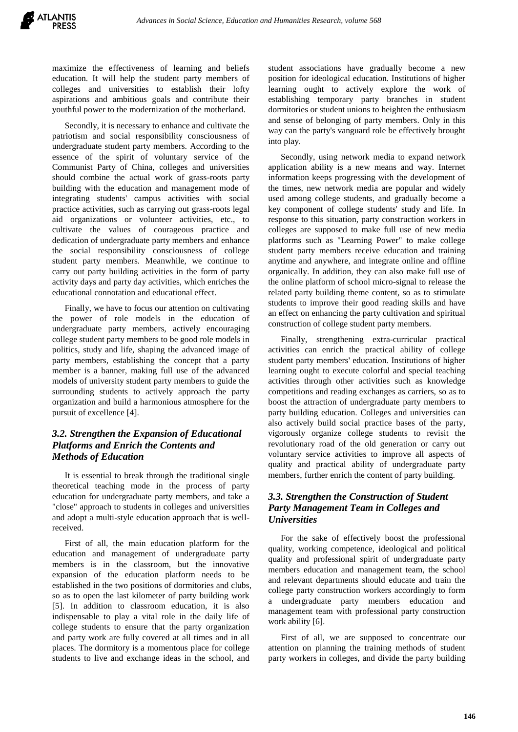maximize the effectiveness of learning and beliefs education. It will help the student party members of colleges and universities to establish their lofty aspirations and ambitious goals and contribute their youthful power to the modernization of the motherland.

Secondly, it is necessary to enhance and cultivate the patriotism and social responsibility consciousness of undergraduate student party members. According to the essence of the spirit of voluntary service of the Communist Party of China, colleges and universities should combine the actual work of grass-roots party building with the education and management mode of integrating students' campus activities with social practice activities, such as carrying out grass-roots legal aid organizations or volunteer activities, etc., to cultivate the values of courageous practice and dedication of undergraduate party members and enhance the social responsibility consciousness of college student party members. Meanwhile, we continue to carry out party building activities in the form of party activity days and party day activities, which enriches the educational connotation and educational effect.

Finally, we have to focus our attention on cultivating the power of role models in the education of undergraduate party members, actively encouraging college student party members to be good role models in politics, study and life, shaping the advanced image of party members, establishing the concept that a party member is a banner, making full use of the advanced models of university student party members to guide the surrounding students to actively approach the party organization and build a harmonious atmosphere for the pursuit of excellence [4].

### *3.2. Strengthen the Expansion of Educational Platforms and Enrich the Contents and Methods of Education*

It is essential to break through the traditional single theoretical teaching mode in the process of party education for undergraduate party members, and take a "close" approach to students in colleges and universities and adopt a multi-style education approach that is well-received.

First of all, the main education platform for the education and management of undergraduate party members is in the classroom, but the innovative expansion of the education platform needs to be established in the two positions of dormitories and clubs, so as to open the last kilometer of party building work [5]. In addition to classroom education, it is also indispensable to play a vital role in the daily life of college students to ensure that the party organization and party work are fully covered at all times and in all places. The dormitory is a momentous place for college students to live and exchange ideas in the school, and student associations have gradually become a new position for ideological education. Institutions of higher learning ought to actively explore the work of establishing temporary party branches in student dormitories or student unions to heighten the enthusiasm and sense of belonging of party members. Only in this way can the party's vanguard role be effectively brought into play.

Secondly, using network media to expand network application ability is a new means and way. Internet information keeps progressing with the development of the times, new network media are popular and widely used among college students, and gradually become a key component of college students' study and life. In response to this situation, party construction workers in colleges are supposed to make full use of new media platforms such as "Learning Power" to make college student party members receive education and training anytime and anywhere, and integrate online and offline organically. In addition, they can also make full use of the online platform of school micro-signal to release the related party building theme content, so as to stimulate students to improve their good reading skills and have an effect on enhancing the party cultivation and spiritual construction of college student party members.

Finally, strengthening extra-curricular practical activities can enrich the practical ability of college student party members' education. Institutions of higher learning ought to execute colorful and special teaching activities through other activities such as knowledge competitions and reading exchanges as carriers, so as to boost the attraction of undergraduate party members to party building education. Colleges and universities can also actively build social practice bases of the party, vigorously organize college students to revisit the revolutionary road of the old generation or carry out voluntary service activities to improve all aspects of quality and practical ability of undergraduate party members, further enrich the content of party building.

### *3.3. Strengthen the Construction of Student Party Management Team in Colleges and Universities*

For the sake of effectively boost the professional quality, working competence, ideological and political quality and professional spirit of undergraduate party members education and management team, the school and relevant departments should educate and train the college party construction workers accordingly to form a undergraduate party members education and management team with professional party construction work ability [6].

First of all, we are supposed to concentrate our attention on planning the training methods of student party workers in colleges, and divide the party building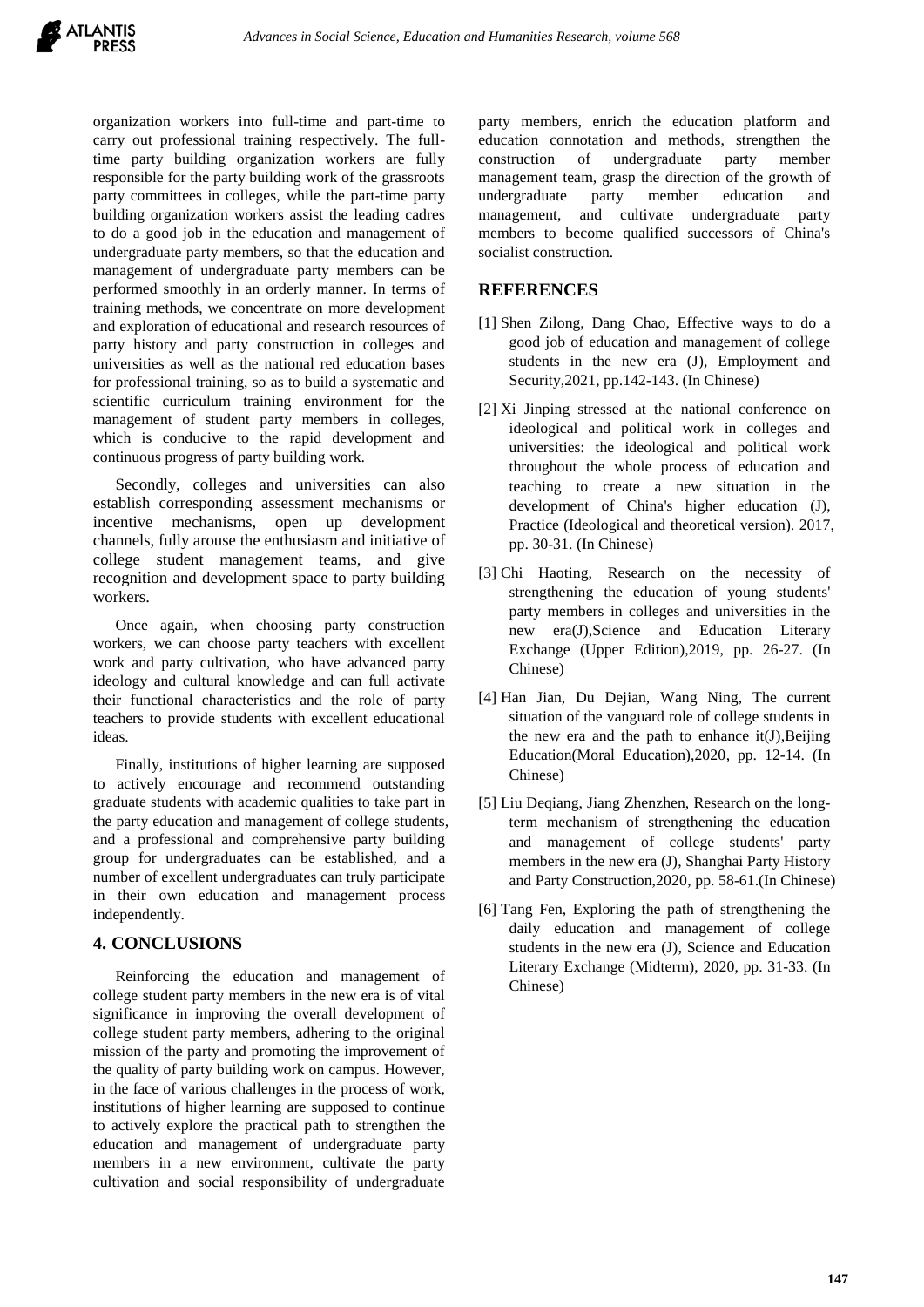organization workers into full-time and part-time to carry out professional training respectively. The full-time party building organization workers are fully responsible for the party building work of the grassroots party committees in colleges, while the part-time party building organization workers assist the leading cadres to do a good job in the education and management of undergraduate party members, so that the education and management of undergraduate party members can be performed smoothly in an orderly manner. In terms of training methods, we concentrate on more development and exploration of educational and research resources of party history and party construction in colleges and universities as well as the national red education bases for professional training, so as to build a systematic and scientific curriculum training environment for the management of student party members in colleges, which is conducive to the rapid development and continuous progress of party building work.

Secondly, colleges and universities can also establish corresponding assessment mechanisms or incentive mechanisms, open up development channels, fully arouse the enthusiasm and initiative of college student management teams, and give recognition and development space to party building workers.

Once again, when choosing party construction workers, we can choose party teachers with excellent work and party cultivation, who have advanced party ideology and cultural knowledge and can full activate their functional characteristics and the role of party teachers to provide students with excellent educational ideas.

Finally, institutions of higher learning are supposed to actively encourage and recommend outstanding graduate students with academic qualities to take part in the party education and management of college students, and a professional and comprehensive party building group for undergraduates can be established, and a number of excellent undergraduates can truly participate in their own education and management process independently.

## 4. CONCLUSIONS

Reinforcing the education and management of college student party members in the new era is of vital significance in improving the overall development of college student party members, adhering to the original mission of the party and promoting the improvement of the quality of party building work on campus. However, in the face of various challenges in the process of work, institutions of higher learning are supposed to continue to actively explore the practical path to strengthen the education and management of undergraduate party members in a new environment, cultivate the party cultivation and social responsibility of undergraduate party members, enrich the education platform and education connotation and methods, strengthen the construction of undergraduate party member management team, grasp the direction of the growth of undergraduate party member education and management, and cultivate undergraduate party members to become qualified successors of China's socialist construction.

## REFERENCES

[1] Shen Zilong, Dang Chao, Effective ways to do a good job of education and management of college students in the new era (J), Employment and Security,2021, pp.142-143. (In Chinese)

[2] Xi Jinping stressed at the national conference on ideological and political work in colleges and universities: the ideological and political work throughout the whole process of education and teaching to create a new situation in the development of China's higher education (J), Practice (Ideological and theoretical version). 2017, pp. 30-31. (In Chinese)

[3] Chi Haoting, Research on the necessity of strengthening the education of young students' party members in colleges and universities in the new era(J),Science and Education Literary Exchange (Upper Edition),2019, pp. 26-27. (In Chinese)

[4] Han Jian, Du Dejian, Wang Ning, The current situation of the vanguard role of college students in the new era and the path to enhance it(J),Beijing Education(Moral Education),2020, pp. 12-14. (In Chinese)

[5] Liu Deqiang, Jiang Zhenzhen, Research on the long-term mechanism of strengthening the education and management of college students' party members in the new era (J), Shanghai Party History and Party Construction,2020, pp. 58-61.(In Chinese)

[6] Tang Fen, Exploring the path of strengthening the daily education and management of college students in the new era (J), Science and Education Literary Exchange (Midterm), 2020, pp. 31-33. (In Chinese)